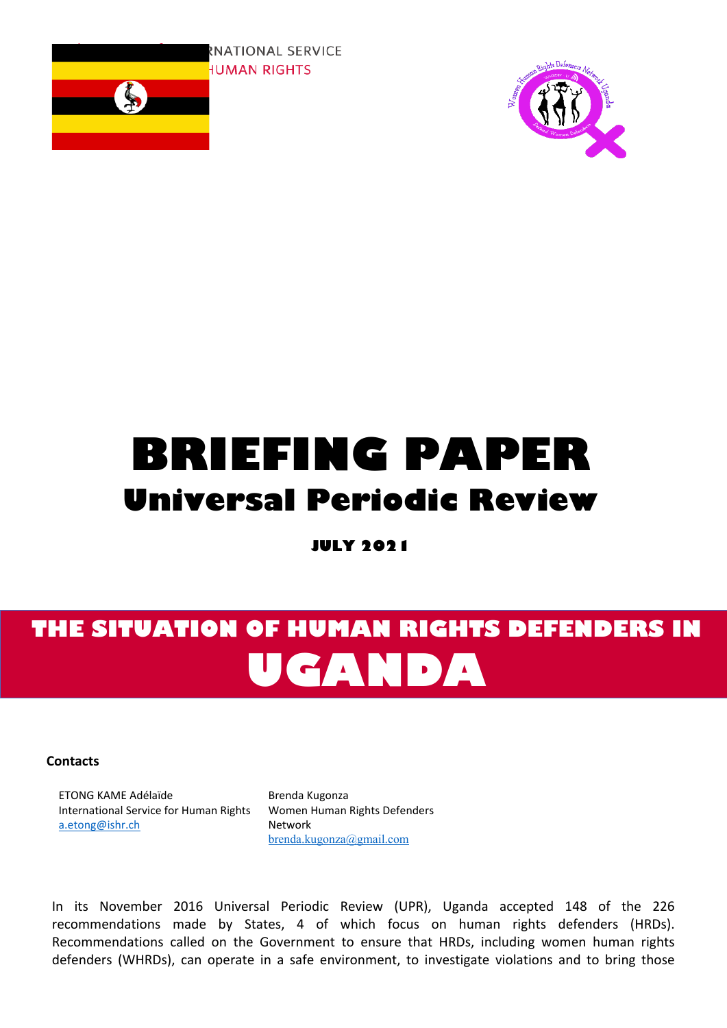RNATIONAL SERVICE
HUMAN RIGHTS

# BRIEFING PAPER

## Universal Periodic Review

**JULY 2021**

# THE SITUATION OF HUMAN RIGHTS DEFENDERS IN UGANDA

**Contacts**

ETONG KAME Adélaïde
International Service for Human Rights
a.etong@ishr.ch

Brenda Kugonza
Women Human Rights Defenders Network
brenda.kugonza@gmail.com

In its November 2016 Universal Periodic Review (UPR), Uganda accepted 148 of the 226 recommendations made by States, 4 of which focus on human rights defenders (HRDs). Recommendations called on the Government to ensure that HRDs, including women human rights defenders (WHRDs), can operate in a safe environment, to investigate violations and to bring those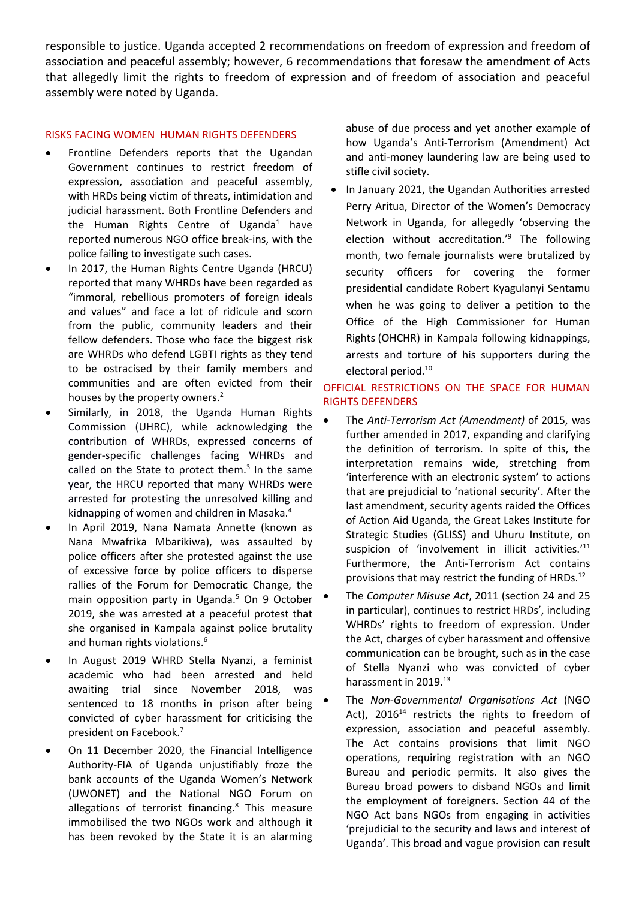responsible to justice. Uganda accepted 2 recommendations on freedom of expression and freedom of association and peaceful assembly; however, 6 recommendations that foresaw the amendment of Acts that allegedly limit the rights to freedom of expression and of freedom of association and peaceful assembly were noted by Uganda.

## RISKS FACING WOMEN HUMAN RIGHTS DEFENDERS

- Frontline Defenders reports that the Ugandan Government continues to restrict freedom of expression, association and peaceful assembly, with HRDs being victim of threats, intimidation and judicial harassment. Both Frontline Defenders and the Human Rights Centre of Uganda[1] have reported numerous NGO office break-ins, with the police failing to investigate such cases.
- In 2017, the Human Rights Centre Uganda (HRCU) reported that many WHRDs have been regarded as "immoral, rebellious promoters of foreign ideals and values" and face a lot of ridicule and scorn from the public, community leaders and their fellow defenders. Those who face the biggest risk are WHRDs who defend LGBTI rights as they tend to be ostracised by their family members and communities and are often evicted from their houses by the property owners.[2]
- Similarly, in 2018, the Uganda Human Rights Commission (UHRC), while acknowledging the contribution of WHRDs, expressed concerns of gender-specific challenges facing WHRDs and called on the State to protect them.[3] In the same year, the HRCU reported that many WHRDs were arrested for protesting the unresolved killing and kidnapping of women and children in Masaka.[4]
- In April 2019, Nana Namata Annette (known as Nana Mwafrika Mbarikiwa), was assaulted by police officers after she protested against the use of excessive force by police officers to disperse rallies of the Forum for Democratic Change, the main opposition party in Uganda.[5] On 9 October 2019, she was arrested at a peaceful protest that she organised in Kampala against police brutality and human rights violations.[6]
- In August 2019 WHRD Stella Nyanzi, a feminist academic who had been arrested and held awaiting trial since November 2018, was sentenced to 18 months in prison after being convicted of cyber harassment for criticising the president on Facebook.[7]
- On 11 December 2020, the Financial Intelligence Authority-FIA of Uganda unjustifiably froze the bank accounts of the Uganda Women's Network (UWONET) and the National NGO Forum on allegations of terrorist financing.[8] This measure immobilised the two NGOs work and although it has been revoked by the State it is an alarming abuse of due process and yet another example of how Uganda's Anti-Terrorism (Amendment) Act and anti-money laundering law are being used to stifle civil society.
- In January 2021, the Ugandan Authorities arrested Perry Aritua, Director of the Women's Democracy Network in Uganda, for allegedly 'observing the election without accreditation.'[9] The following month, two female journalists were brutalized by security officers for covering the former presidential candidate Robert Kyagulanyi Sentamu when he was going to deliver a petition to the Office of the High Commissioner for Human Rights (OHCHR) in Kampala following kidnappings, arrests and torture of his supporters during the electoral period.[10]

## OFFICIAL RESTRICTIONS ON THE SPACE FOR HUMAN RIGHTS DEFENDERS

- The *Anti-Terrorism Act (Amendment)* of 2015, was further amended in 2017, expanding and clarifying the definition of terrorism. In spite of this, the interpretation remains wide, stretching from 'interference with an electronic system' to actions that are prejudicial to 'national security'. After the last amendment, security agents raided the Offices of Action Aid Uganda, the Great Lakes Institute for Strategic Studies (GLISS) and Uhuru Institute, on suspicion of 'involvement in illicit activities.'[11] Furthermore, the Anti-Terrorism Act contains provisions that may restrict the funding of HRDs.[12]
- The *Computer Misuse Act*, 2011 (section 24 and 25 in particular), continues to restrict HRDs', including WHRDs' rights to freedom of expression. Under the Act, charges of cyber harassment and offensive communication can be brought, such as in the case of Stella Nyanzi who was convicted of cyber harassment in 2019.[13]
- The *Non-Governmental Organisations Act* (NGO Act), 2016[14] restricts the rights to freedom of expression, association and peaceful assembly. The Act contains provisions that limit NGO operations, requiring registration with an NGO Bureau and periodic permits. It also gives the Bureau broad powers to disband NGOs and limit the employment of foreigners. Section 44 of the NGO Act bans NGOs from engaging in activities 'prejudicial to the security and laws and interest of Uganda'. This broad and vague provision can result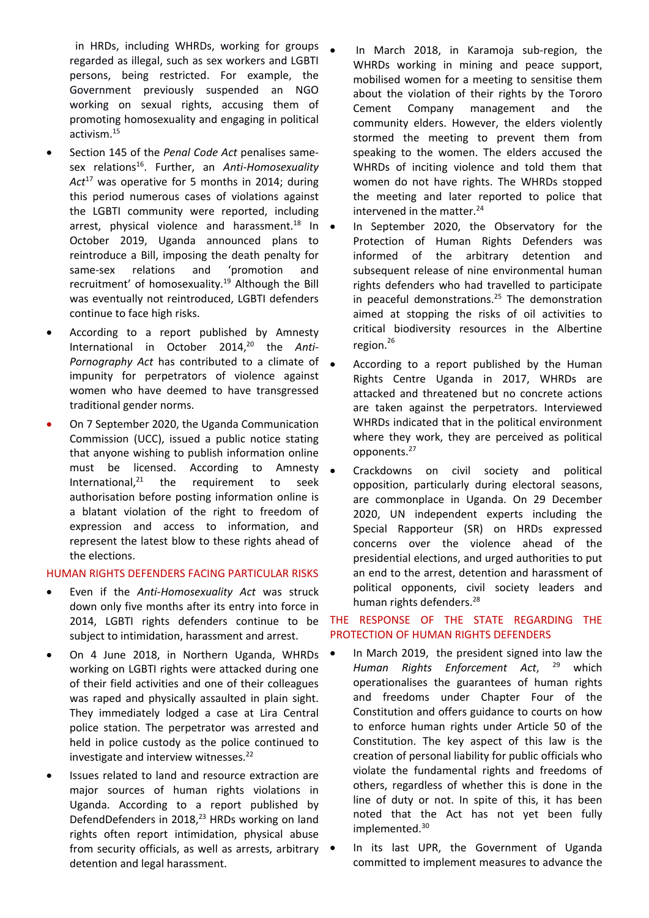in HRDs, including WHRDs, working for groups regarded as illegal, such as sex workers and LGBTI persons, being restricted. For example, the Government previously suspended an NGO working on sexual rights, accusing them of promoting homosexuality and engaging in political activism.[15]

- Section 145 of the *Penal Code Act* penalises same-sex relations[16]. Further, an *Anti-Homosexuality Act*[17] was operative for 5 months in 2014; during this period numerous cases of violations against the LGBTI community were reported, including arrest, physical violence and harassment.[18] In October 2019, Uganda announced plans to reintroduce a Bill, imposing the death penalty for same-sex relations and 'promotion and recruitment' of homosexuality.[19] Although the Bill was eventually not reintroduced, LGBTI defenders continue to face high risks.
- According to a report published by Amnesty International in October 2014,[20] the *Anti-Pornography Act* has contributed to a climate of impunity for perpetrators of violence against women who have deemed to have transgressed traditional gender norms.
- On 7 September 2020, the Uganda Communication Commission (UCC), issued a public notice stating that anyone wishing to publish information online must be licensed. According to Amnesty International,[21] the requirement to seek authorisation before posting information online is a blatant violation of the right to freedom of expression and access to information, and represent the latest blow to these rights ahead of the elections.

## HUMAN RIGHTS DEFENDERS FACING PARTICULAR RISKS

- Even if the *Anti-Homosexuality Act* was struck down only five months after its entry into force in 2014, LGBTI rights defenders continue to be subject to intimidation, harassment and arrest.
- On 4 June 2018, in Northern Uganda, WHRDs working on LGBTI rights were attacked during one of their field activities and one of their colleagues was raped and physically assaulted in plain sight. They immediately lodged a case at Lira Central police station. The perpetrator was arrested and held in police custody as the police continued to investigate and interview witnesses.[22]
- Issues related to land and resource extraction are major sources of human rights violations in Uganda. According to a report published by DefendDefenders in 2018,[23] HRDs working on land rights often report intimidation, physical abuse from security officials, as well as arrests, arbitrary detention and legal harassment.
- In March 2018, in Karamoja sub-region, the WHRDs working in mining and peace support, mobilised women for a meeting to sensitise them about the violation of their rights by the Tororo Cement Company management and the community elders. However, the elders violently stormed the meeting to prevent them from speaking to the women. The elders accused the WHRDs of inciting violence and told them that women do not have rights. The WHRDs stopped the meeting and later reported to police that intervened in the matter.[24]
- In September 2020, the Observatory for the Protection of Human Rights Defenders was informed of the arbitrary detention and subsequent release of nine environmental human rights defenders who had travelled to participate in peaceful demonstrations.[25] The demonstration aimed at stopping the risks of oil activities to critical biodiversity resources in the Albertine region.[26]
- According to a report published by the Human Rights Centre Uganda in 2017, WHRDs are attacked and threatened but no concrete actions are taken against the perpetrators. Interviewed WHRDs indicated that in the political environment where they work, they are perceived as political opponents.[27]
- Crackdowns on civil society and political opposition, particularly during electoral seasons, are commonplace in Uganda. On 29 December 2020, UN independent experts including the Special Rapporteur (SR) on HRDs expressed concerns over the violence ahead of the presidential elections, and urged authorities to put an end to the arrest, detention and harassment of political opponents, civil society leaders and human rights defenders.[28]

## THE RESPONSE OF THE STATE REGARDING THE PROTECTION OF HUMAN RIGHTS DEFENDERS

- In March 2019, the president signed into law the *Human Rights Enforcement Act*,[29] which operationalises the guarantees of human rights and freedoms under Chapter Four of the Constitution and offers guidance to courts on how to enforce human rights under Article 50 of the Constitution. The key aspect of this law is the creation of personal liability for public officials who violate the fundamental rights and freedoms of others, regardless of whether this is done in the line of duty or not. In spite of this, it has been noted that the Act has not yet been fully implemented.[30]
- In its last UPR, the Government of Uganda committed to implement measures to advance the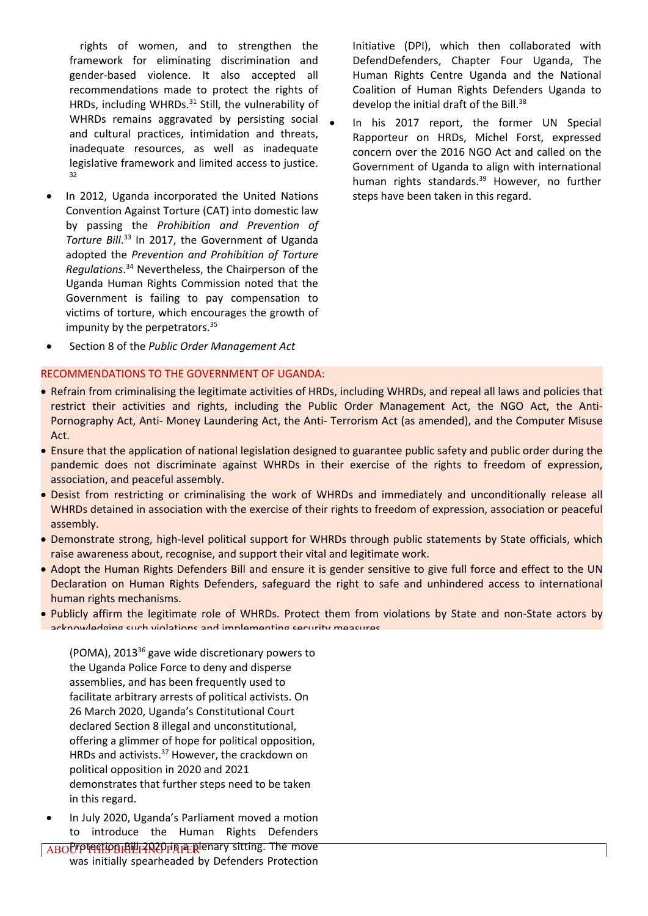rights of women, and to strengthen the framework for eliminating discrimination and gender-based violence. It also accepted all recommendations made to protect the rights of HRDs, including WHRDs.[31] Still, the vulnerability of WHRDs remains aggravated by persisting social and cultural practices, intimidation and threats, inadequate resources, as well as inadequate legislative framework and limited access to justice.[32]

- In 2012, Uganda incorporated the United Nations Convention Against Torture (CAT) into domestic law by passing the *Prohibition and Prevention of Torture Bill*.[33] In 2017, the Government of Uganda adopted the *Prevention and Prohibition of Torture Regulations*.[34] Nevertheless, the Chairperson of the Uganda Human Rights Commission noted that the Government is failing to pay compensation to victims of torture, which encourages the growth of impunity by the perpetrators.[35]
- Section 8 of the *Public Order Management Act* (POMA), 2013[36] gave wide discretionary powers to the Uganda Police Force to deny and disperse assemblies, and has been frequently used to facilitate arbitrary arrests of political activists. On 26 March 2020, Uganda's Constitutional Court declared Section 8 illegal and unconstitutional, offering a glimmer of hope for political opposition, HRDs and activists.[37] However, the crackdown on political opposition in 2020 and 2021 demonstrates that further steps need to be taken in this regard.
- In July 2020, Uganda's Parliament moved a motion to introduce the Human Rights Defenders Protection Bill 2020 in a plenary sitting. The move was initially spearheaded by Defenders Protection Initiative (DPI), which then collaborated with DefendDefenders, Chapter Four Uganda, The Human Rights Centre Uganda and the National Coalition of Human Rights Defenders Uganda to develop the initial draft of the Bill.[38]
- In his 2017 report, the former UN Special Rapporteur on HRDs, Michel Forst, expressed concern over the 2016 NGO Act and called on the Government of Uganda to align with international human rights standards.[39] However, no further steps have been taken in this regard.

RECOMMENDATIONS TO THE GOVERNMENT OF UGANDA:

- Refrain from criminalising the legitimate activities of HRDs, including WHRDs, and repeal all laws and policies that restrict their activities and rights, including the Public Order Management Act, the NGO Act, the Anti-Pornography Act, Anti- Money Laundering Act, the Anti- Terrorism Act (as amended), and the Computer Misuse Act.
- Ensure that the application of national legislation designed to guarantee public safety and public order during the pandemic does not discriminate against WHRDs in their exercise of the rights to freedom of expression, association, and peaceful assembly.
- Desist from restricting or criminalising the work of WHRDs and immediately and unconditionally release all WHRDs detained in association with the exercise of their rights to freedom of expression, association or peaceful assembly.
- Demonstrate strong, high-level political support for WHRDs through public statements by State officials, which raise awareness about, recognise, and support their vital and legitimate work.
- Adopt the Human Rights Defenders Bill and ensure it is gender sensitive to give full force and effect to the UN Declaration on Human Rights Defenders, safeguard the right to safe and unhindered access to international human rights mechanisms.
- Publicly affirm the legitimate role of WHRDs. Protect them from violations by State and non-State actors by acknowledging such violations and implementing security measures.

ABOUT THIS BRIEFING PAPER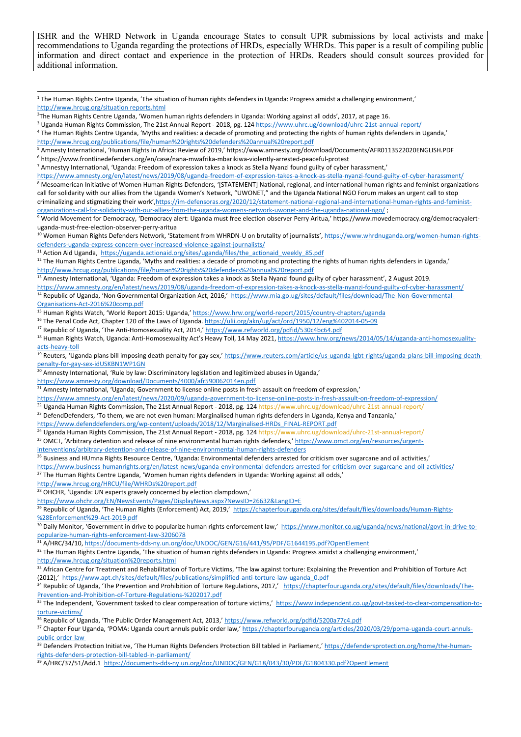ISHR and the WHRD Network in Uganda encourage States to consult UPR submissions by local activists and make recommendations to Uganda regarding the protections of HRDs, especially WHRDs. This paper is a result of compiling public information and direct contact and experience in the protection of HRDs. Readers should consult sources provided for additional information.

---

[1] The Human Rights Centre Uganda, 'The situation of human rights defenders in Uganda: Progress amidst a challenging environment,' http://www.hrcug.org/situation reports.html

[2] The Human Rights Centre Uganda, 'Women human rights defenders in Uganda: Working against all odds', 2017, at page 16.

[3] Uganda Human Rights Commission, The 21st Annual Report - 2018, pg. 124 https://www.uhrc.ug/download/uhrc-21st-annual-report/

[4] The Human Rights Centre Uganda, 'Myths and realities: a decade of promoting and protecting the rights of human rights defenders in Uganda,' http://www.hrcug.org/publications/file/human%20rights%20defenders%20annual%20report.pdf

[5] Amnesty International, 'Human Rights in Africa: Review of 2019,' https://www.amnesty.org/download/Documents/AFR0113522020ENGLISH.PDF

[6] https://www.frontlinedefenders.org/en/case/nana-mwafrika-mbarikiwa-violently-arrested-peaceful-protest

[7] Amnestyy International, 'Uganda: Freedom of expression takes a knock as Stella Nyanzi found guilty of cyber harassment,' https://www.amnesty.org/en/latest/news/2019/08/uganda-freedom-of-expression-takes-a-knock-as-stella-nyanzi-found-guilty-of-cyber-harassment/ ;

[8] Mesoamerican Initiative of Women Human Rights Defenders, '[STATEMENT] National, regional, and international human rights and feminist organizations call for solidarity with our allies from the Uganda Women's Network, "UWONET," and the Uganda National NGO Forum makes an urgent call to stop criminalizing and stigmatizing their work',https://im-defensoras.org/2020/12/statement-national-regional-and-international-human-rights-and-feminist-organizations-call-for-solidarity-with-our-allies-from-the-uganda-womens-network-uwonet-and-the-uganda-national-ngo/ ;

[9] World Movement for Democracy, 'Democracy alert: Uganda must free election observer Perry Aritua,' https://www.movedemocracy.org/democracyalert-uganda-must-free-election-observer-perry-aritua

[10] Women Human Rights Defenders Network, 'Statement from WHRDN-U on brutality of journalists', https://www.whrdnuganda.org/women-human-rights-defenders-uganda-express-concern-over-increased-violence-against-journalists/

[11] Action Aid Uganda, https://uganda.actionaid.org/sites/uganda/files/the_actionaid_weekly_85.pdf

[12] The Human Rights Centre Uganda, 'Myths and realities: a decade of promoting and protecting the rights of human rights defenders in Uganda,' http://www.hrcug.org/publications/file/human%20rights%20defenders%20annual%20report.pdf

[13] Amnesty International, 'Uganda: Freedom of expression takes a knock as Stella Nyanzi found guilty of cyber harassment', 2 August 2019. https://www.amnesty.org/en/latest/news/2019/08/uganda-freedom-of-expression-takes-a-knock-as-stella-nyanzi-found-guilty-of-cyber-harassment/

[14] Republic of Uganda, 'Non Governmental Organization Act, 2016,' https://www.mia.go.ug/sites/default/files/download/The-Non-Governmental-Organisations-Act-2016%20comp.pdf

[15] Human Rights Watch, 'World Report 2015: Uganda,' https://www.hrw.org/world-report/2015/country-chapters/uganda

[16] The Penal Code Act, Chapter 120 of the Laws of Uganda. https://ulii.org/akn/ug/act/ord/1950/12/eng%402014-05-09

[17] Republic of Uganda, 'The Anti-Homosexuality Act, 2014,' https://www.refworld.org/pdfid/530c4bc64.pdf

[18] Human Rights Watch, Uganda: Anti-Homosexuality Act's Heavy Toll, 14 May 2021, https://www.hrw.org/news/2014/05/14/uganda-anti-homosexuality-acts-heavy-toll

[19] Reuters, 'Uganda plans bill imposing death penalty for gay sex,' https://www.reuters.com/article/us-uganda-lgbt-rights/uganda-plans-bill-imposing-death-penalty-for-gay-sex-idUSKBN1WP1GN

[20] Amnesty International, 'Rule by law: Discriminatory legislation and legitimized abuses in Uganda,' https://www.amnesty.org/download/Documents/4000/afr590062014en.pdf

[21] Amnesty International, 'Uganda; Government to license online posts in fresh assault on freedom of expression,' https://www.amnesty.org/en/latest/news/2020/09/uganda-government-to-license-online-posts-in-fresh-assault-on-freedom-of-expression/

[22] Uganda Human Rights Commission, The 21st Annual Report - 2018, pg. 124 https://www.uhrc.ug/download/uhrc-21st-annual-report/

[23] DefendDefenders, 'To them, we are not even human: Marginalised human rights defenders in Uganda, Kenya and Tanzania,' https://www.defenddefenders.org/wp-content/uploads/2018/12/Marginalised-HRDs_FINAL-REPORT.pdf

[24] Uganda Human Rights Commission, The 21st Annual Report - 2018, pg. 124 https://www.uhrc.ug/download/uhrc-21st-annual-report/

[25] OMCT, 'Arbitrary detention and release of nine environmental human rights defenders,' https://www.omct.org/en/resources/urgent-interventions/arbitrary-detention-and-release-of-nine-environmental-human-rights-defenders

[26] Business and HUmna Rights Resource Centre, 'Uganda: Environmental defenders arrested for criticism over sugarcane and oil activities,' https://www.business-humanrights.org/en/latest-news/uganda-environmental-defenders-arrested-for-criticism-over-sugarcane-and-oil-activities/

[27] The Human Rights Centre Uganda, 'Women human rights defenders in Uganda: Working against all odds,' http://www.hrcug.org/HRCU/file/WHRDs%20report.pdf

[28] OHCHR, 'Uganda: UN experts gravely concerned by election clampdown,' https://www.ohchr.org/EN/NewsEvents/Pages/DisplayNews.aspx?NewsID=26632&LangID=E

[29] Republic of Uganda, 'The Human Rights (Enforcement) Act, 2019,' https://chapterfouruganda.org/sites/default/files/downloads/Human-Rights-%28Enforcement%29-Act-2019.pdf

[30] Daily Monitor, 'Government in drive to popularize human rights enforcement law,' https://www.monitor.co.ug/uganda/news/national/govt-in-drive-to-popularize-human-rights-enforcement-law-3206078

[31] A/HRC/34/10, https://documents-dds-ny.un.org/doc/UNDOC/GEN/G16/441/95/PDF/G1644195.pdf?OpenElement

[32] The Human Rights Centre Uganda, 'The situation of human rights defenders in Uganda: Progress amidst a challenging environment,' http://www.hrcug.org/situation%20reports.html

[33] African Centre for Treatment and Rehabilitation of Torture Victims, 'The law against torture: Explaining the Prevention and Prohibition of Torture Act (2012),' https://www.apt.ch/sites/default/files/publications/simplified-anti-torture-law-uganda_0.pdf

[34] Republic of Uganda, 'The Prevention and Prohibition of Torture Regulations, 2017,' https://chapterfouruganda.org/sites/default/files/downloads/The-Prevention-and-Prohibition-of-Torture-Regulations-%202017.pdf

[35] The Independent, 'Government tasked to clear compensation of torture victims,' https://www.independent.co.ug/govt-tasked-to-clear-compensation-to-torture-victims/

[36] Republic of Uganda, 'The Public Order Management Act, 2013,' https://www.refworld.org/pdfid/5200a77c4.pdf

[37] Chapter Four Uganda, 'POMA: Uganda court annuls public order law,' https://chapterfouruganda.org/articles/2020/03/29/poma-uganda-court-annuls-public-order-law

[38] Defenders Protection Initiative, 'The Human Rights Defenders Protection Bill tabled in Parliament,' https://defendersprotection.org/home/the-human-rights-defenders-protection-bill-tabled-in-parliament/

[39] A/HRC/37/51/Add.1 https://documents-dds-ny.un.org/doc/UNDOC/GEN/G18/043/30/PDF/G1804330.pdf?OpenElement